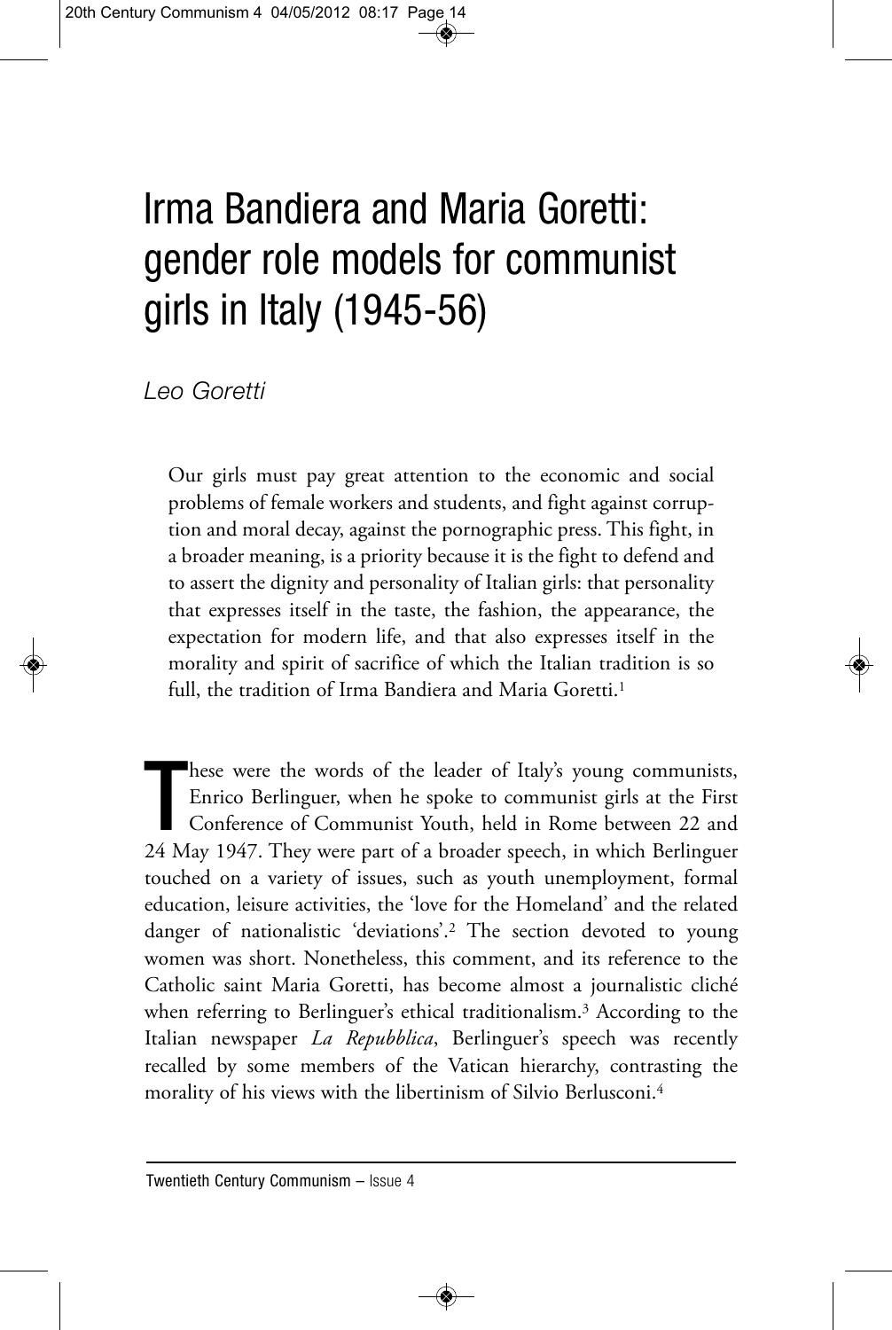# Irma Bandiera and Maria Goretti: gender role models for communist girls in Italy (1945-56)

*Leo Goretti*

> Our girls must pay great attention to the economic and social problems of female workers and students, and fight against corruption and moral decay, against the pornographic press. This fight, in a broader meaning, is a priority because it is the fight to defend and to assert the dignity and personality of Italian girls: that personality that expresses itself in the taste, the fashion, the appearance, the expectation for modern life, and that also expresses itself in the morality and spirit of sacrifice of which the Italian tradition is so full, the tradition of Irma Bandiera and Maria Goretti.[1]

These were the words of the leader of Italy's young communists, Enrico Berlinguer, when he spoke to communist girls at the First Conference of Communist Youth, held in Rome between 22 and 24 May 1947. They were part of a broader speech, in which Berlinguer touched on a variety of issues, such as youth unemployment, formal education, leisure activities, the 'love for the Homeland' and the related danger of nationalistic 'deviations'.[2] The section devoted to young women was short. Nonetheless, this comment, and its reference to the Catholic saint Maria Goretti, has become almost a journalistic cliché when referring to Berlinguer's ethical traditionalism.[3] According to the Italian newspaper *La Repubblica*, Berlinguer's speech was recently recalled by some members of the Vatican hierarchy, contrasting the morality of his views with the libertinism of Silvio Berlusconi.[4]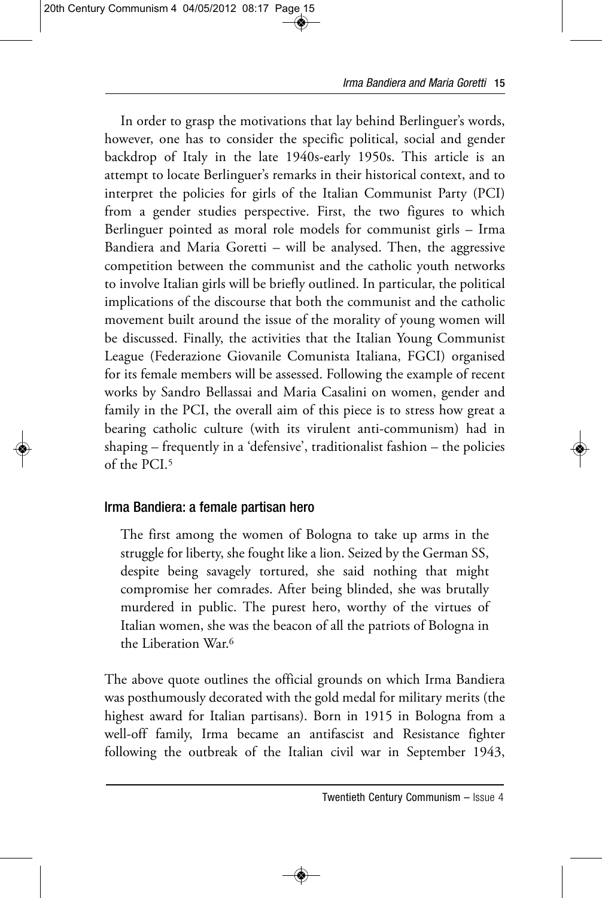In order to grasp the motivations that lay behind Berlinguer's words, however, one has to consider the specific political, social and gender backdrop of Italy in the late 1940s-early 1950s. This article is an attempt to locate Berlinguer's remarks in their historical context, and to interpret the policies for girls of the Italian Communist Party (PCI) from a gender studies perspective. First, the two figures to which Berlinguer pointed as moral role models for communist girls – Irma Bandiera and Maria Goretti – will be analysed. Then, the aggressive competition between the communist and the catholic youth networks to involve Italian girls will be briefly outlined. In particular, the political implications of the discourse that both the communist and the catholic movement built around the issue of the morality of young women will be discussed. Finally, the activities that the Italian Young Communist League (Federazione Giovanile Comunista Italiana, FGCI) organised for its female members will be assessed. Following the example of recent works by Sandro Bellassai and Maria Casalini on women, gender and family in the PCI, the overall aim of this piece is to stress how great a bearing catholic culture (with its virulent anti-communism) had in shaping – frequently in a 'defensive', traditionalist fashion – the policies of the PCI.[5]

## Irma Bandiera: a female partisan hero

> The first among the women of Bologna to take up arms in the struggle for liberty, she fought like a lion. Seized by the German SS, despite being savagely tortured, she said nothing that might compromise her comrades. After being blinded, she was brutally murdered in public. The purest hero, worthy of the virtues of Italian women, she was the beacon of all the patriots of Bologna in the Liberation War.[6]

The above quote outlines the official grounds on which Irma Bandiera was posthumously decorated with the gold medal for military merits (the highest award for Italian partisans). Born in 1915 in Bologna from a well-off family, Irma became an antifascist and Resistance fighter following the outbreak of the Italian civil war in September 1943,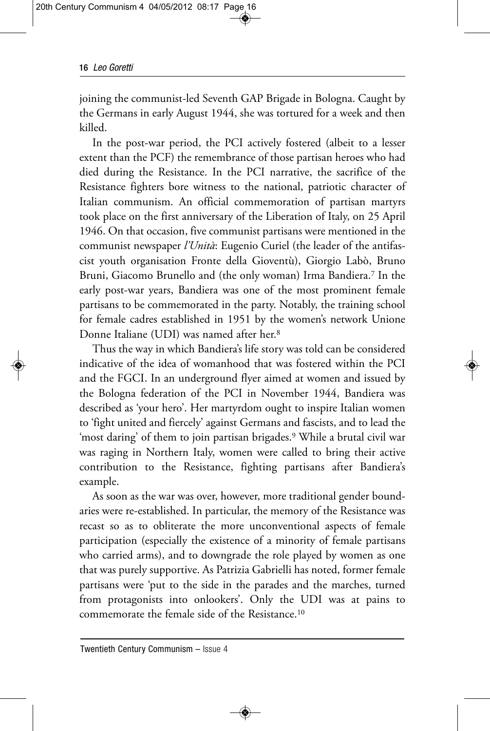joining the communist-led Seventh GAP Brigade in Bologna. Caught by the Germans in early August 1944, she was tortured for a week and then killed.

In the post-war period, the PCI actively fostered (albeit to a lesser extent than the PCF) the remembrance of those partisan heroes who had died during the Resistance. In the PCI narrative, the sacrifice of the Resistance fighters bore witness to the national, patriotic character of Italian communism. An official commemoration of partisan martyrs took place on the first anniversary of the Liberation of Italy, on 25 April 1946. On that occasion, five communist partisans were mentioned in the communist newspaper *l'Unità*: Eugenio Curiel (the leader of the antifascist youth organisation Fronte della Gioventù), Giorgio Labò, Bruno Bruni, Giacomo Brunello and (the only woman) Irma Bandiera.[7] In the early post-war years, Bandiera was one of the most prominent female partisans to be commemorated in the party. Notably, the training school for female cadres established in 1951 by the women's network Unione Donne Italiane (UDI) was named after her.[8]

Thus the way in which Bandiera's life story was told can be considered indicative of the idea of womanhood that was fostered within the PCI and the FGCI. In an underground flyer aimed at women and issued by the Bologna federation of the PCI in November 1944, Bandiera was described as 'your hero'. Her martyrdom ought to inspire Italian women to 'fight united and fiercely' against Germans and fascists, and to lead the 'most daring' of them to join partisan brigades.[9] While a brutal civil war was raging in Northern Italy, women were called to bring their active contribution to the Resistance, fighting partisans after Bandiera's example.

As soon as the war was over, however, more traditional gender boundaries were re-established. In particular, the memory of the Resistance was recast so as to obliterate the more unconventional aspects of female participation (especially the existence of a minority of female partisans who carried arms), and to downgrade the role played by women as one that was purely supportive. As Patrizia Gabrielli has noted, former female partisans were 'put to the side in the parades and the marches, turned from protagonists into onlookers'. Only the UDI was at pains to commemorate the female side of the Resistance.[10]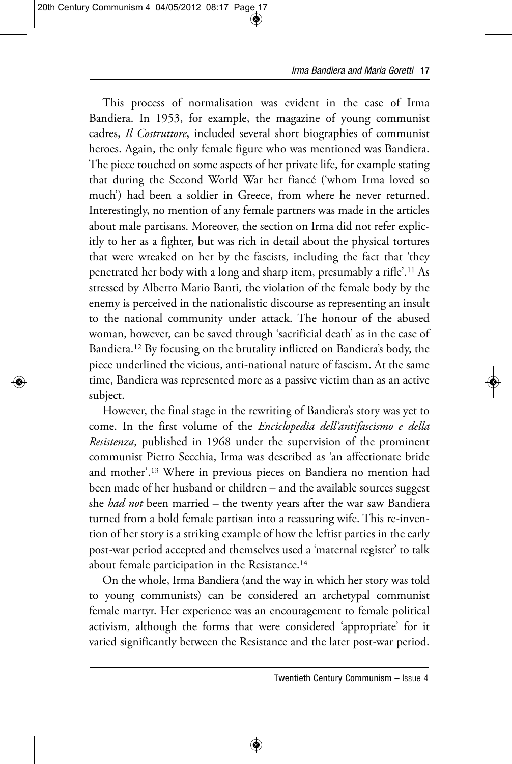This process of normalisation was evident in the case of Irma Bandiera. In 1953, for example, the magazine of young communist cadres, *Il Costruttore*, included several short biographies of communist heroes. Again, the only female figure who was mentioned was Bandiera. The piece touched on some aspects of her private life, for example stating that during the Second World War her fiancé ('whom Irma loved so much') had been a soldier in Greece, from where he never returned. Interestingly, no mention of any female partners was made in the articles about male partisans. Moreover, the section on Irma did not refer explicitly to her as a fighter, but was rich in detail about the physical tortures that were wreaked on her by the fascists, including the fact that 'they penetrated her body with a long and sharp item, presumably a rifle'.[11] As stressed by Alberto Mario Banti, the violation of the female body by the enemy is perceived in the nationalistic discourse as representing an insult to the national community under attack. The honour of the abused woman, however, can be saved through 'sacrificial death' as in the case of Bandiera.[12] By focusing on the brutality inflicted on Bandiera's body, the piece underlined the vicious, anti-national nature of fascism. At the same time, Bandiera was represented more as a passive victim than as an active subject.

However, the final stage in the rewriting of Bandiera's story was yet to come. In the first volume of the *Enciclopedia dell'antifascismo e della Resistenza*, published in 1968 under the supervision of the prominent communist Pietro Secchia, Irma was described as 'an affectionate bride and mother'.[13] Where in previous pieces on Bandiera no mention had been made of her husband or children – and the available sources suggest she *had not* been married – the twenty years after the war saw Bandiera turned from a bold female partisan into a reassuring wife. This re-invention of her story is a striking example of how the leftist parties in the early post-war period accepted and themselves used a 'maternal register' to talk about female participation in the Resistance.[14]

On the whole, Irma Bandiera (and the way in which her story was told to young communists) can be considered an archetypal communist female martyr. Her experience was an encouragement to female political activism, although the forms that were considered 'appropriate' for it varied significantly between the Resistance and the later post-war period.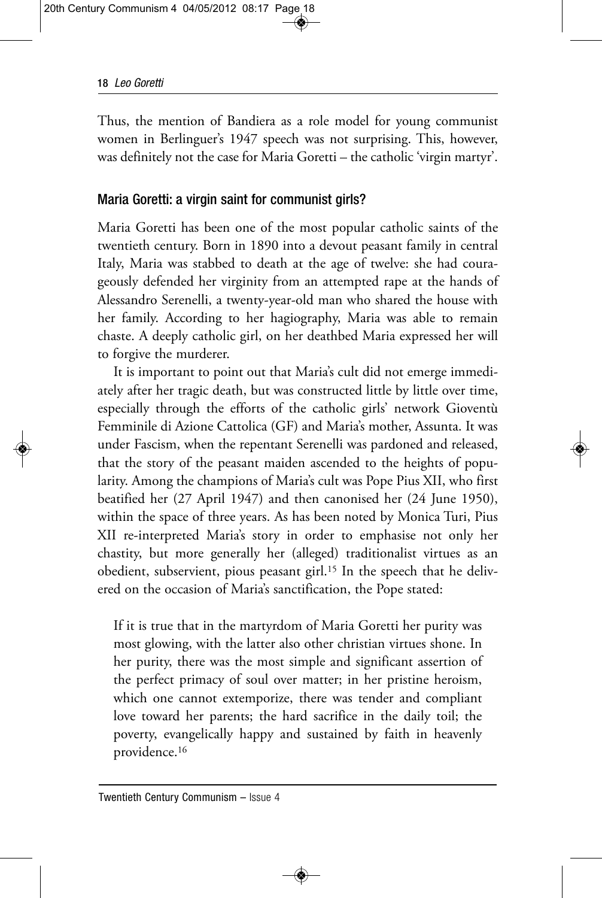Thus, the mention of Bandiera as a role model for young communist women in Berlinguer's 1947 speech was not surprising. This, however, was definitely not the case for Maria Goretti – the catholic 'virgin martyr'.

## Maria Goretti: a virgin saint for communist girls?

Maria Goretti has been one of the most popular catholic saints of the twentieth century. Born in 1890 into a devout peasant family in central Italy, Maria was stabbed to death at the age of twelve: she had courageously defended her virginity from an attempted rape at the hands of Alessandro Serenelli, a twenty-year-old man who shared the house with her family. According to her hagiography, Maria was able to remain chaste. A deeply catholic girl, on her deathbed Maria expressed her will to forgive the murderer.

It is important to point out that Maria's cult did not emerge immediately after her tragic death, but was constructed little by little over time, especially through the efforts of the catholic girls' network Gioventù Femminile di Azione Cattolica (GF) and Maria's mother, Assunta. It was under Fascism, when the repentant Serenelli was pardoned and released, that the story of the peasant maiden ascended to the heights of popularity. Among the champions of Maria's cult was Pope Pius XII, who first beatified her (27 April 1947) and then canonised her (24 June 1950), within the space of three years. As has been noted by Monica Turi, Pius XII re-interpreted Maria's story in order to emphasise not only her chastity, but more generally her (alleged) traditionalist virtues as an obedient, subservient, pious peasant girl.[15] In the speech that he delivered on the occasion of Maria's sanctification, the Pope stated:

> If it is true that in the martyrdom of Maria Goretti her purity was most glowing, with the latter also other christian virtues shone. In her purity, there was the most simple and significant assertion of the perfect primacy of soul over matter; in her pristine heroism, which one cannot extemporize, there was tender and compliant love toward her parents; the hard sacrifice in the daily toil; the poverty, evangelically happy and sustained by faith in heavenly providence.[16]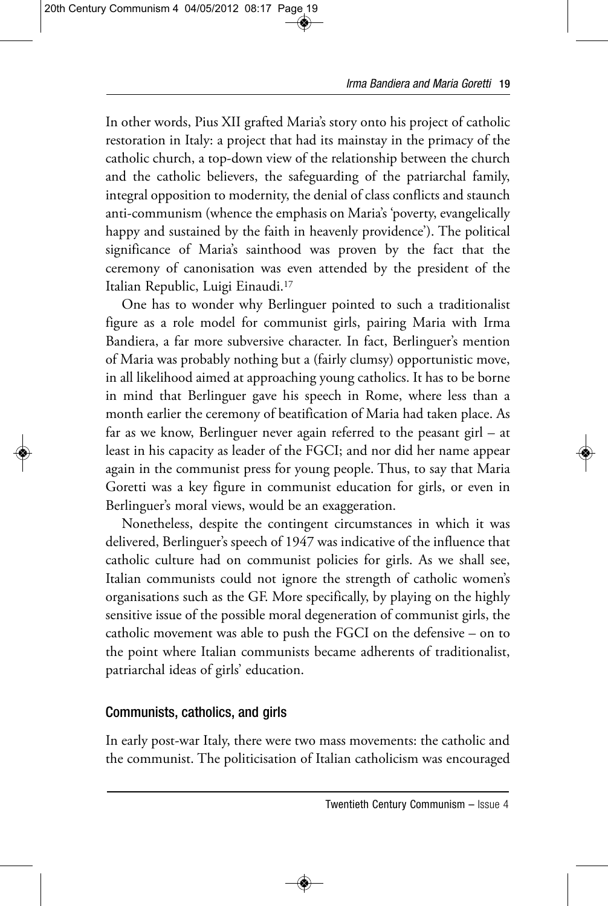In other words, Pius XII grafted Maria's story onto his project of catholic restoration in Italy: a project that had its mainstay in the primacy of the catholic church, a top-down view of the relationship between the church and the catholic believers, the safeguarding of the patriarchal family, integral opposition to modernity, the denial of class conflicts and staunch anti-communism (whence the emphasis on Maria's 'poverty, evangelically happy and sustained by the faith in heavenly providence'). The political significance of Maria's sainthood was proven by the fact that the ceremony of canonisation was even attended by the president of the Italian Republic, Luigi Einaudi.[17]

One has to wonder why Berlinguer pointed to such a traditionalist figure as a role model for communist girls, pairing Maria with Irma Bandiera, a far more subversive character. In fact, Berlinguer's mention of Maria was probably nothing but a (fairly clumsy) opportunistic move, in all likelihood aimed at approaching young catholics. It has to be borne in mind that Berlinguer gave his speech in Rome, where less than a month earlier the ceremony of beatification of Maria had taken place. As far as we know, Berlinguer never again referred to the peasant girl – at least in his capacity as leader of the FGCI; and nor did her name appear again in the communist press for young people. Thus, to say that Maria Goretti was a key figure in communist education for girls, or even in Berlinguer's moral views, would be an exaggeration.

Nonetheless, despite the contingent circumstances in which it was delivered, Berlinguer's speech of 1947 was indicative of the influence that catholic culture had on communist policies for girls. As we shall see, Italian communists could not ignore the strength of catholic women's organisations such as the GF. More specifically, by playing on the highly sensitive issue of the possible moral degeneration of communist girls, the catholic movement was able to push the FGCI on the defensive – on to the point where Italian communists became adherents of traditionalist, patriarchal ideas of girls' education.

## Communists, catholics, and girls

In early post-war Italy, there were two mass movements: the catholic and the communist. The politicisation of Italian catholicism was encouraged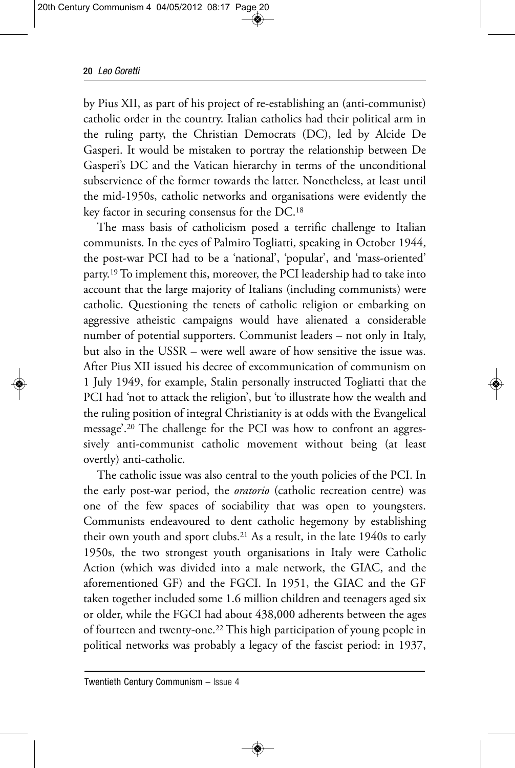by Pius XII, as part of his project of re-establishing an (anti-communist) catholic order in the country. Italian catholics had their political arm in the ruling party, the Christian Democrats (DC), led by Alcide De Gasperi. It would be mistaken to portray the relationship between De Gasperi's DC and the Vatican hierarchy in terms of the unconditional subservience of the former towards the latter. Nonetheless, at least until the mid-1950s, catholic networks and organisations were evidently the key factor in securing consensus for the DC.[18]

The mass basis of catholicism posed a terrific challenge to Italian communists. In the eyes of Palmiro Togliatti, speaking in October 1944, the post-war PCI had to be a 'national', 'popular', and 'mass-oriented' party.[19] To implement this, moreover, the PCI leadership had to take into account that the large majority of Italians (including communists) were catholic. Questioning the tenets of catholic religion or embarking on aggressive atheistic campaigns would have alienated a considerable number of potential supporters. Communist leaders – not only in Italy, but also in the USSR – were well aware of how sensitive the issue was. After Pius XII issued his decree of excommunication of communism on 1 July 1949, for example, Stalin personally instructed Togliatti that the PCI had 'not to attack the religion', but 'to illustrate how the wealth and the ruling position of integral Christianity is at odds with the Evangelical message'.[20] The challenge for the PCI was how to confront an aggressively anti-communist catholic movement without being (at least overtly) anti-catholic.

The catholic issue was also central to the youth policies of the PCI. In the early post-war period, the *oratorio* (catholic recreation centre) was one of the few spaces of sociability that was open to youngsters. Communists endeavoured to dent catholic hegemony by establishing their own youth and sport clubs.[21] As a result, in the late 1940s to early 1950s, the two strongest youth organisations in Italy were Catholic Action (which was divided into a male network, the GIAC, and the aforementioned GF) and the FGCI. In 1951, the GIAC and the GF taken together included some 1.6 million children and teenagers aged six or older, while the FGCI had about 438,000 adherents between the ages of fourteen and twenty-one.[22] This high participation of young people in political networks was probably a legacy of the fascist period: in 1937,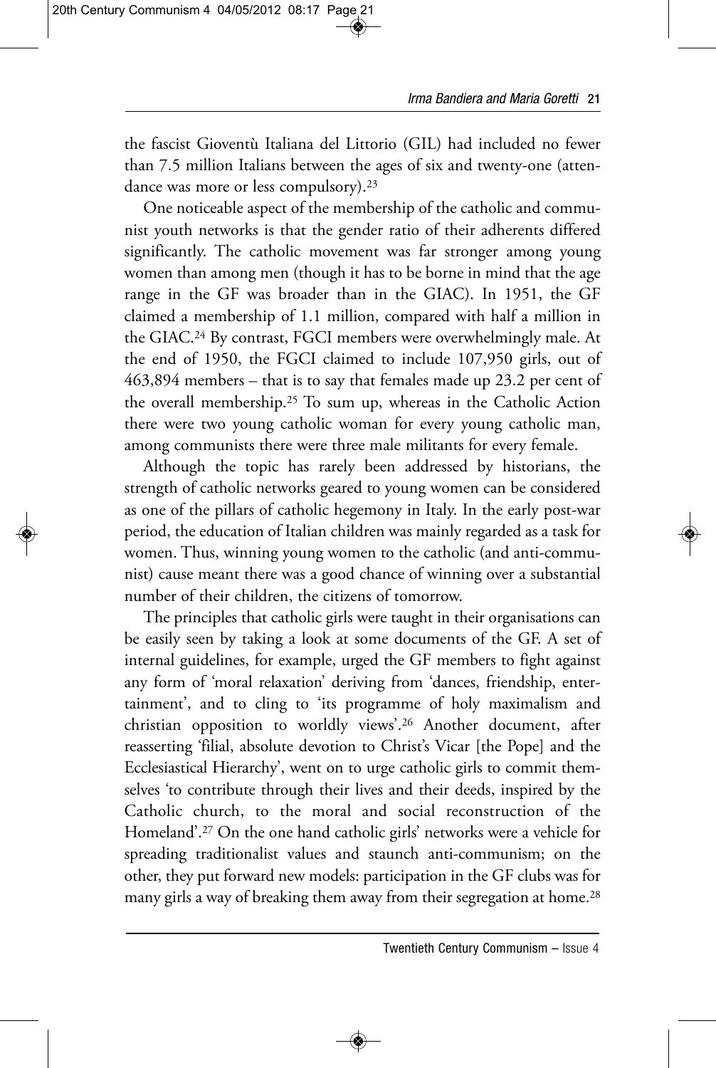the fascist Gioventù Italiana del Littorio (GIL) had included no fewer than 7.5 million Italians between the ages of six and twenty-one (attendance was more or less compulsory).[23]

One noticeable aspect of the membership of the catholic and communist youth networks is that the gender ratio of their adherents differed significantly. The catholic movement was far stronger among young women than among men (though it has to be borne in mind that the age range in the GF was broader than in the GIAC). In 1951, the GF claimed a membership of 1.1 million, compared with half a million in the GIAC.[24] By contrast, FGCI members were overwhelmingly male. At the end of 1950, the FGCI claimed to include 107,950 girls, out of 463,894 members – that is to say that females made up 23.2 per cent of the overall membership.[25] To sum up, whereas in the Catholic Action there were two young catholic woman for every young catholic man, among communists there were three male militants for every female.

Although the topic has rarely been addressed by historians, the strength of catholic networks geared to young women can be considered as one of the pillars of catholic hegemony in Italy. In the early post-war period, the education of Italian children was mainly regarded as a task for women. Thus, winning young women to the catholic (and anti-communist) cause meant there was a good chance of winning over a substantial number of their children, the citizens of tomorrow.

The principles that catholic girls were taught in their organisations can be easily seen by taking a look at some documents of the GF. A set of internal guidelines, for example, urged the GF members to fight against any form of 'moral relaxation' deriving from 'dances, friendship, entertainment', and to cling to 'its programme of holy maximalism and christian opposition to worldly views'.[26] Another document, after reasserting 'filial, absolute devotion to Christ's Vicar [the Pope] and the Ecclesiastical Hierarchy', went on to urge catholic girls to commit themselves 'to contribute through their lives and their deeds, inspired by the Catholic church, to the moral and social reconstruction of the Homeland'.[27] On the one hand catholic girls' networks were a vehicle for spreading traditionalist values and staunch anti-communism; on the other, they put forward new models: participation in the GF clubs was for many girls a way of breaking them away from their segregation at home.[28]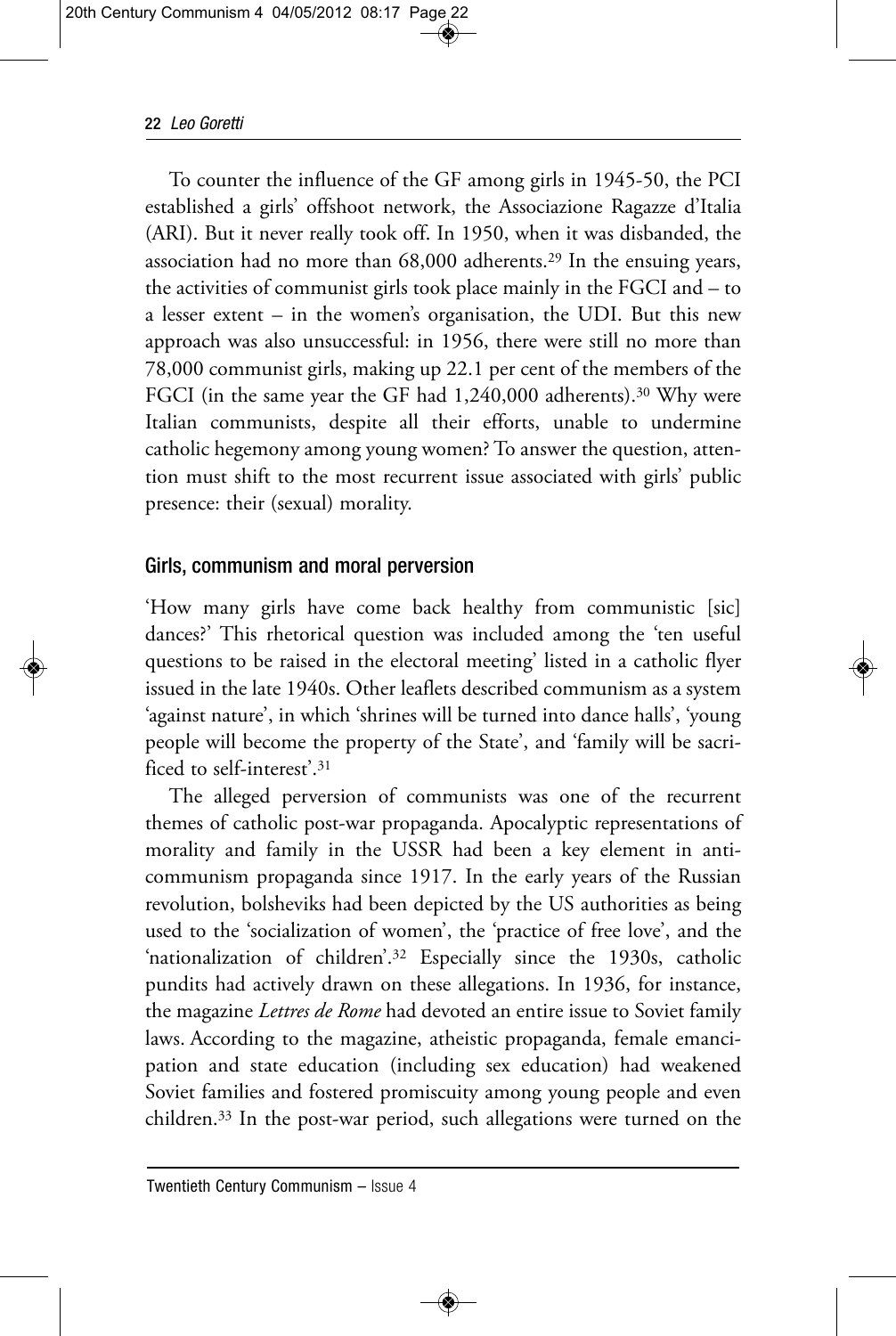To counter the influence of the GF among girls in 1945-50, the PCI established a girls' offshoot network, the Associazione Ragazze d'Italia (ARI). But it never really took off. In 1950, when it was disbanded, the association had no more than 68,000 adherents.[29] In the ensuing years, the activities of communist girls took place mainly in the FGCI and – to a lesser extent – in the women's organisation, the UDI. But this new approach was also unsuccessful: in 1956, there were still no more than 78,000 communist girls, making up 22.1 per cent of the members of the FGCI (in the same year the GF had 1,240,000 adherents).[30] Why were Italian communists, despite all their efforts, unable to undermine catholic hegemony among young women? To answer the question, attention must shift to the most recurrent issue associated with girls' public presence: their (sexual) morality.

## Girls, communism and moral perversion

'How many girls have come back healthy from communistic [sic] dances?' This rhetorical question was included among the 'ten useful questions to be raised in the electoral meeting' listed in a catholic flyer issued in the late 1940s. Other leaflets described communism as a system 'against nature', in which 'shrines will be turned into dance halls', 'young people will become the property of the State', and 'family will be sacrificed to self-interest'.[31]

The alleged perversion of communists was one of the recurrent themes of catholic post-war propaganda. Apocalyptic representations of morality and family in the USSR had been a key element in anti-communism propaganda since 1917. In the early years of the Russian revolution, bolsheviks had been depicted by the US authorities as being used to the 'socialization of women', the 'practice of free love', and the 'nationalization of children'.[32] Especially since the 1930s, catholic pundits had actively drawn on these allegations. In 1936, for instance, the magazine *Lettres de Rome* had devoted an entire issue to Soviet family laws. According to the magazine, atheistic propaganda, female emancipation and state education (including sex education) had weakened Soviet families and fostered promiscuity among young people and even children.[33] In the post-war period, such allegations were turned on the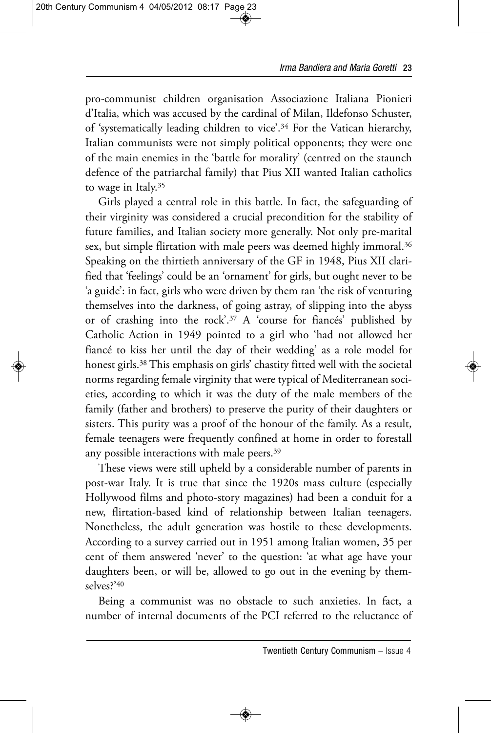pro-communist children organisation Associazione Italiana Pionieri d'Italia, which was accused by the cardinal of Milan, Ildefonso Schuster, of 'systematically leading children to vice'.[34] For the Vatican hierarchy, Italian communists were not simply political opponents; they were one of the main enemies in the 'battle for morality' (centred on the staunch defence of the patriarchal family) that Pius XII wanted Italian catholics to wage in Italy.[35]

Girls played a central role in this battle. In fact, the safeguarding of their virginity was considered a crucial precondition for the stability of future families, and Italian society more generally. Not only pre-marital sex, but simple flirtation with male peers was deemed highly immoral.[36] Speaking on the thirtieth anniversary of the GF in 1948, Pius XII clarified that 'feelings' could be an 'ornament' for girls, but ought never to be 'a guide': in fact, girls who were driven by them ran 'the risk of venturing themselves into the darkness, of going astray, of slipping into the abyss or of crashing into the rock'.[37] A 'course for fiancés' published by Catholic Action in 1949 pointed to a girl who 'had not allowed her fiancé to kiss her until the day of their wedding' as a role model for honest girls.[38] This emphasis on girls' chastity fitted well with the societal norms regarding female virginity that were typical of Mediterranean societies, according to which it was the duty of the male members of the family (father and brothers) to preserve the purity of their daughters or sisters. This purity was a proof of the honour of the family. As a result, female teenagers were frequently confined at home in order to forestall any possible interactions with male peers.[39]

These views were still upheld by a considerable number of parents in post-war Italy. It is true that since the 1920s mass culture (especially Hollywood films and photo-story magazines) had been a conduit for a new, flirtation-based kind of relationship between Italian teenagers. Nonetheless, the adult generation was hostile to these developments. According to a survey carried out in 1951 among Italian women, 35 per cent of them answered 'never' to the question: 'at what age have your daughters been, or will be, allowed to go out in the evening by themselves?'[40]

Being a communist was no obstacle to such anxieties. In fact, a number of internal documents of the PCI referred to the reluctance of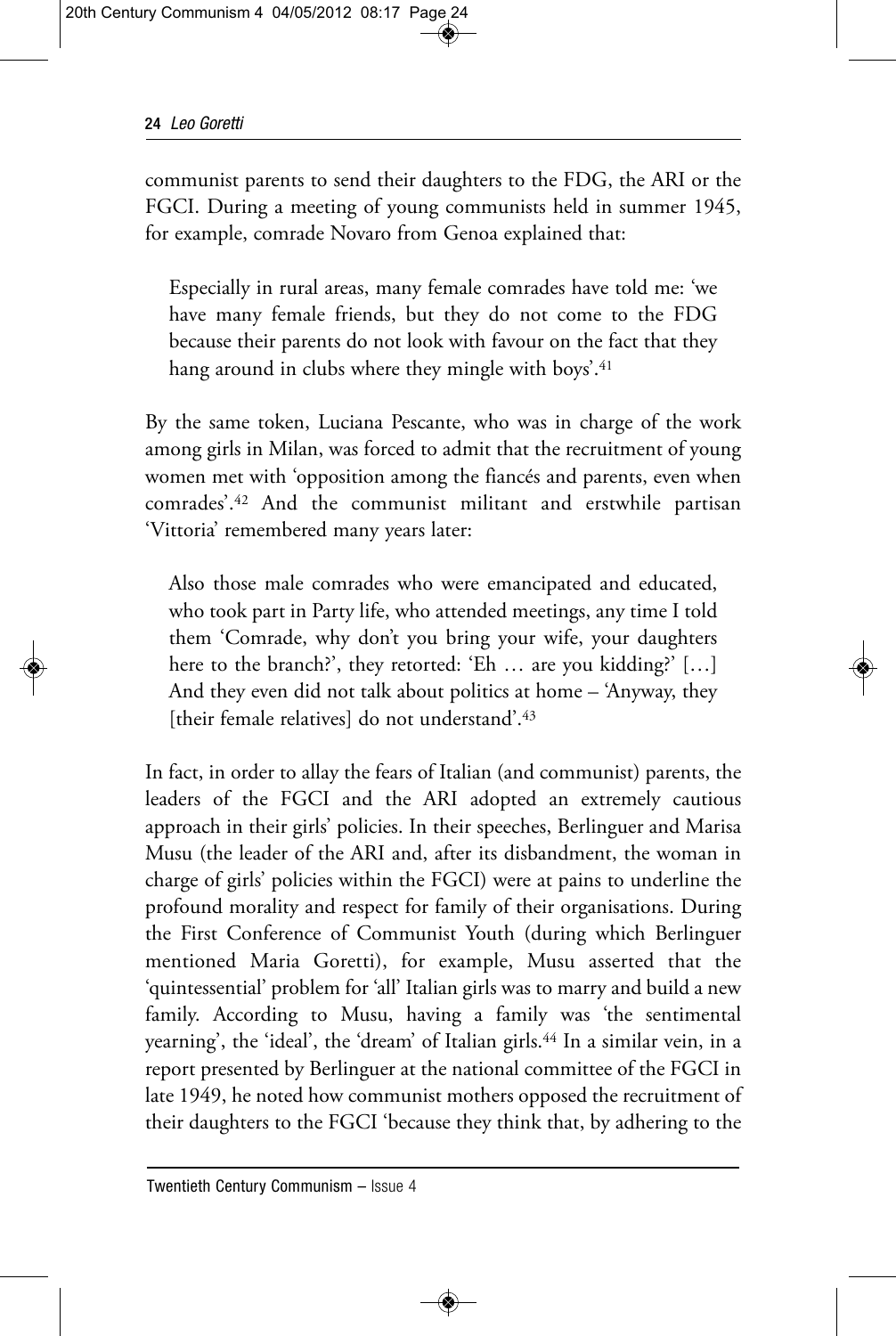communist parents to send their daughters to the FDG, the ARI or the FGCI. During a meeting of young communists held in summer 1945, for example, comrade Novaro from Genoa explained that:

> Especially in rural areas, many female comrades have told me: 'we have many female friends, but they do not come to the FDG because their parents do not look with favour on the fact that they hang around in clubs where they mingle with boys'.[41]

By the same token, Luciana Pescante, who was in charge of the work among girls in Milan, was forced to admit that the recruitment of young women met with 'opposition among the fiancés and parents, even when comrades'.[42] And the communist militant and erstwhile partisan 'Vittoria' remembered many years later:

> Also those male comrades who were emancipated and educated, who took part in Party life, who attended meetings, any time I told them 'Comrade, why don't you bring your wife, your daughters here to the branch?', they retorted: 'Eh … are you kidding?' […] And they even did not talk about politics at home – 'Anyway, they [their female relatives] do not understand'.[43]

In fact, in order to allay the fears of Italian (and communist) parents, the leaders of the FGCI and the ARI adopted an extremely cautious approach in their girls' policies. In their speeches, Berlinguer and Marisa Musu (the leader of the ARI and, after its disbandment, the woman in charge of girls' policies within the FGCI) were at pains to underline the profound morality and respect for family of their organisations. During the First Conference of Communist Youth (during which Berlinguer mentioned Maria Goretti), for example, Musu asserted that the 'quintessential' problem for 'all' Italian girls was to marry and build a new family. According to Musu, having a family was 'the sentimental yearning', the 'ideal', the 'dream' of Italian girls.[44] In a similar vein, in a report presented by Berlinguer at the national committee of the FGCI in late 1949, he noted how communist mothers opposed the recruitment of their daughters to the FGCI 'because they think that, by adhering to the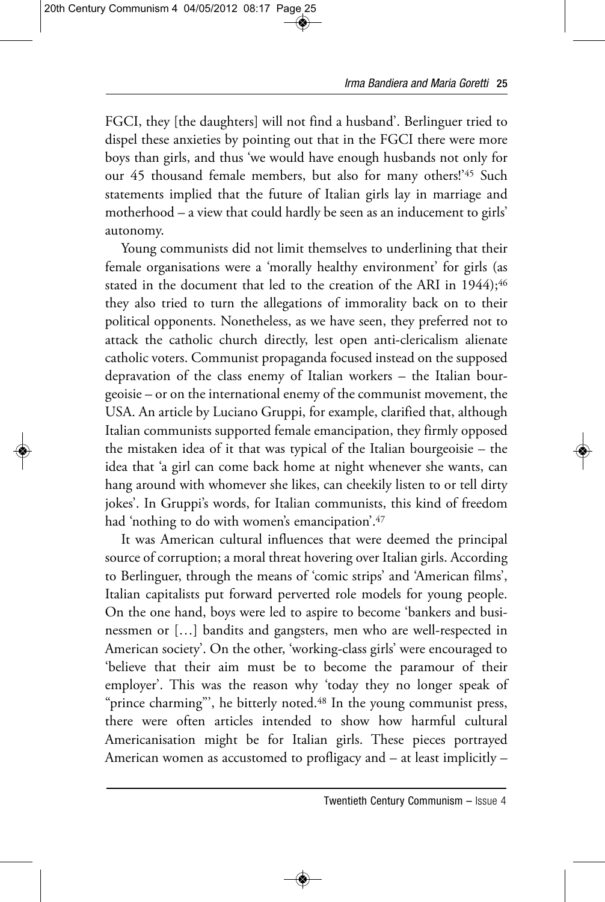FGCI, they [the daughters] will not find a husband'. Berlinguer tried to dispel these anxieties by pointing out that in the FGCI there were more boys than girls, and thus 'we would have enough husbands not only for our 45 thousand female members, but also for many others!'[45] Such statements implied that the future of Italian girls lay in marriage and motherhood – a view that could hardly be seen as an inducement to girls' autonomy.

Young communists did not limit themselves to underlining that their female organisations were a 'morally healthy environment' for girls (as stated in the document that led to the creation of the ARI in 1944);[46] they also tried to turn the allegations of immorality back on to their political opponents. Nonetheless, as we have seen, they preferred not to attack the catholic church directly, lest open anti-clericalism alienate catholic voters. Communist propaganda focused instead on the supposed depravation of the class enemy of Italian workers – the Italian bourgeoisie – or on the international enemy of the communist movement, the USA. An article by Luciano Gruppi, for example, clarified that, although Italian communists supported female emancipation, they firmly opposed the mistaken idea of it that was typical of the Italian bourgeoisie – the idea that 'a girl can come back home at night whenever she wants, can hang around with whomever she likes, can cheekily listen to or tell dirty jokes'. In Gruppi's words, for Italian communists, this kind of freedom had 'nothing to do with women's emancipation'.[47]

It was American cultural influences that were deemed the principal source of corruption; a moral threat hovering over Italian girls. According to Berlinguer, through the means of 'comic strips' and 'American films', Italian capitalists put forward perverted role models for young people. On the one hand, boys were led to aspire to become 'bankers and businessmen or […] bandits and gangsters, men who are well-respected in American society'. On the other, 'working-class girls' were encouraged to 'believe that their aim must be to become the paramour of their employer'. This was the reason why 'today they no longer speak of "prince charming"', he bitterly noted.[48] In the young communist press, there were often articles intended to show how harmful cultural Americanisation might be for Italian girls. These pieces portrayed American women as accustomed to profligacy and – at least implicitly –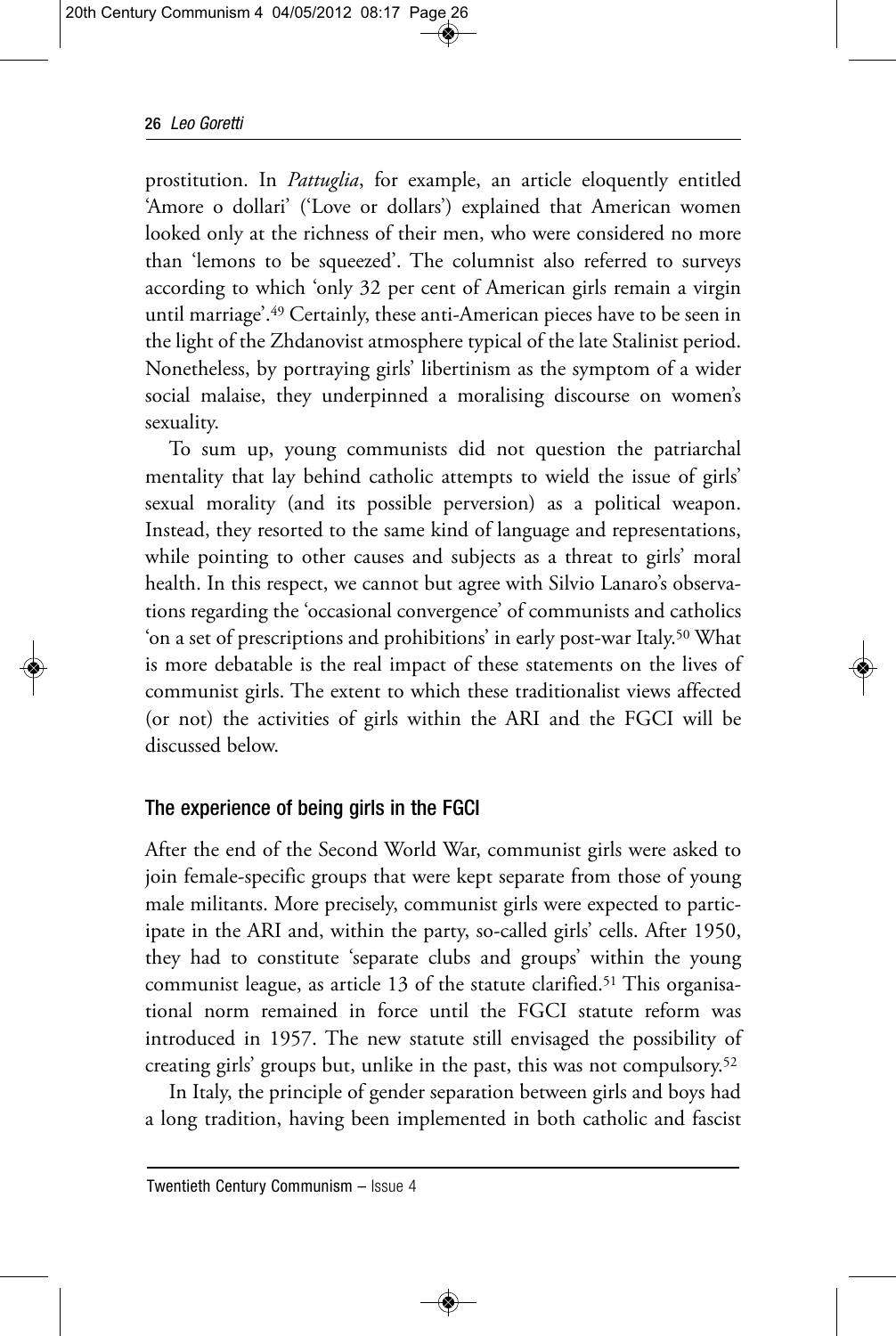prostitution. In *Pattuglia*, for example, an article eloquently entitled 'Amore o dollari' ('Love or dollars') explained that American women looked only at the richness of their men, who were considered no more than 'lemons to be squeezed'. The columnist also referred to surveys according to which 'only 32 per cent of American girls remain a virgin until marriage'.[49] Certainly, these anti-American pieces have to be seen in the light of the Zhdanovist atmosphere typical of the late Stalinist period. Nonetheless, by portraying girls' libertinism as the symptom of a wider social malaise, they underpinned a moralising discourse on women's sexuality.

To sum up, young communists did not question the patriarchal mentality that lay behind catholic attempts to wield the issue of girls' sexual morality (and its possible perversion) as a political weapon. Instead, they resorted to the same kind of language and representations, while pointing to other causes and subjects as a threat to girls' moral health. In this respect, we cannot but agree with Silvio Lanaro's observations regarding the 'occasional convergence' of communists and catholics 'on a set of prescriptions and prohibitions' in early post-war Italy.[50] What is more debatable is the real impact of these statements on the lives of communist girls. The extent to which these traditionalist views affected (or not) the activities of girls within the ARI and the FGCI will be discussed below.

## The experience of being girls in the FGCI

After the end of the Second World War, communist girls were asked to join female-specific groups that were kept separate from those of young male militants. More precisely, communist girls were expected to participate in the ARI and, within the party, so-called girls' cells. After 1950, they had to constitute 'separate clubs and groups' within the young communist league, as article 13 of the statute clarified.[51] This organisational norm remained in force until the FGCI statute reform was introduced in 1957. The new statute still envisaged the possibility of creating girls' groups but, unlike in the past, this was not compulsory.[52]

In Italy, the principle of gender separation between girls and boys had a long tradition, having been implemented in both catholic and fascist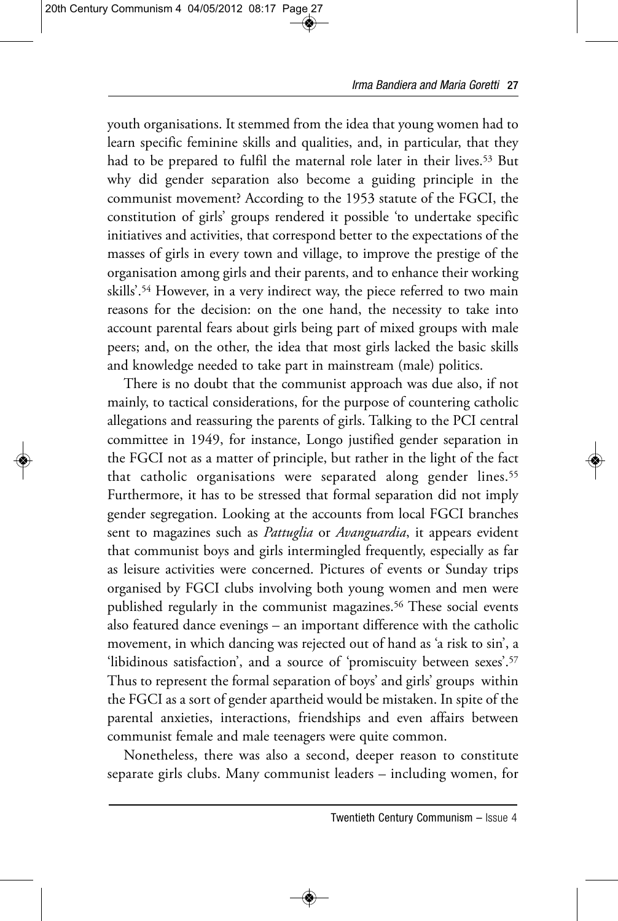youth organisations. It stemmed from the idea that young women had to learn specific feminine skills and qualities, and, in particular, that they had to be prepared to fulfil the maternal role later in their lives.[53] But why did gender separation also become a guiding principle in the communist movement? According to the 1953 statute of the FGCI, the constitution of girls' groups rendered it possible 'to undertake specific initiatives and activities, that correspond better to the expectations of the masses of girls in every town and village, to improve the prestige of the organisation among girls and their parents, and to enhance their working skills'.[54] However, in a very indirect way, the piece referred to two main reasons for the decision: on the one hand, the necessity to take into account parental fears about girls being part of mixed groups with male peers; and, on the other, the idea that most girls lacked the basic skills and knowledge needed to take part in mainstream (male) politics.

There is no doubt that the communist approach was due also, if not mainly, to tactical considerations, for the purpose of countering catholic allegations and reassuring the parents of girls. Talking to the PCI central committee in 1949, for instance, Longo justified gender separation in the FGCI not as a matter of principle, but rather in the light of the fact that catholic organisations were separated along gender lines.[55] Furthermore, it has to be stressed that formal separation did not imply gender segregation. Looking at the accounts from local FGCI branches sent to magazines such as *Pattuglia* or *Avanguardia*, it appears evident that communist boys and girls intermingled frequently, especially as far as leisure activities were concerned. Pictures of events or Sunday trips organised by FGCI clubs involving both young women and men were published regularly in the communist magazines.[56] These social events also featured dance evenings – an important difference with the catholic movement, in which dancing was rejected out of hand as 'a risk to sin', a 'libidinous satisfaction', and a source of 'promiscuity between sexes'.[57] Thus to represent the formal separation of boys' and girls' groups within the FGCI as a sort of gender apartheid would be mistaken. In spite of the parental anxieties, interactions, friendships and even affairs between communist female and male teenagers were quite common.

Nonetheless, there was also a second, deeper reason to constitute separate girls clubs. Many communist leaders – including women, for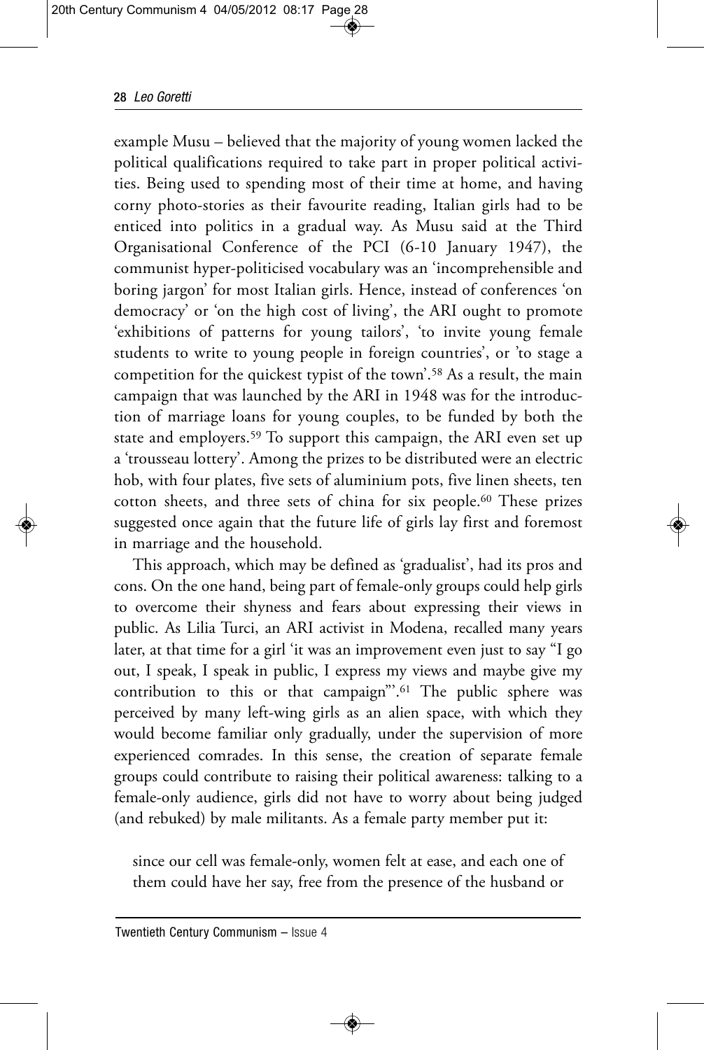example Musu – believed that the majority of young women lacked the political qualifications required to take part in proper political activities. Being used to spending most of their time at home, and having corny photo-stories as their favourite reading, Italian girls had to be enticed into politics in a gradual way. As Musu said at the Third Organisational Conference of the PCI (6-10 January 1947), the communist hyper-politicised vocabulary was an 'incomprehensible and boring jargon' for most Italian girls. Hence, instead of conferences 'on democracy' or 'on the high cost of living', the ARI ought to promote 'exhibitions of patterns for young tailors', 'to invite young female students to write to young people in foreign countries', or 'to stage a competition for the quickest typist of the town'.[58] As a result, the main campaign that was launched by the ARI in 1948 was for the introduction of marriage loans for young couples, to be funded by both the state and employers.[59] To support this campaign, the ARI even set up a 'trousseau lottery'. Among the prizes to be distributed were an electric hob, with four plates, five sets of aluminium pots, five linen sheets, ten cotton sheets, and three sets of china for six people.[60] These prizes suggested once again that the future life of girls lay first and foremost in marriage and the household.

This approach, which may be defined as 'gradualist', had its pros and cons. On the one hand, being part of female-only groups could help girls to overcome their shyness and fears about expressing their views in public. As Lilia Turci, an ARI activist in Modena, recalled many years later, at that time for a girl 'it was an improvement even just to say "I go out, I speak, I speak in public, I express my views and maybe give my contribution to this or that campaign"'.[61] The public sphere was perceived by many left-wing girls as an alien space, with which they would become familiar only gradually, under the supervision of more experienced comrades. In this sense, the creation of separate female groups could contribute to raising their political awareness: talking to a female-only audience, girls did not have to worry about being judged (and rebuked) by male militants. As a female party member put it:

> since our cell was female-only, women felt at ease, and each one of them could have her say, free from the presence of the husband or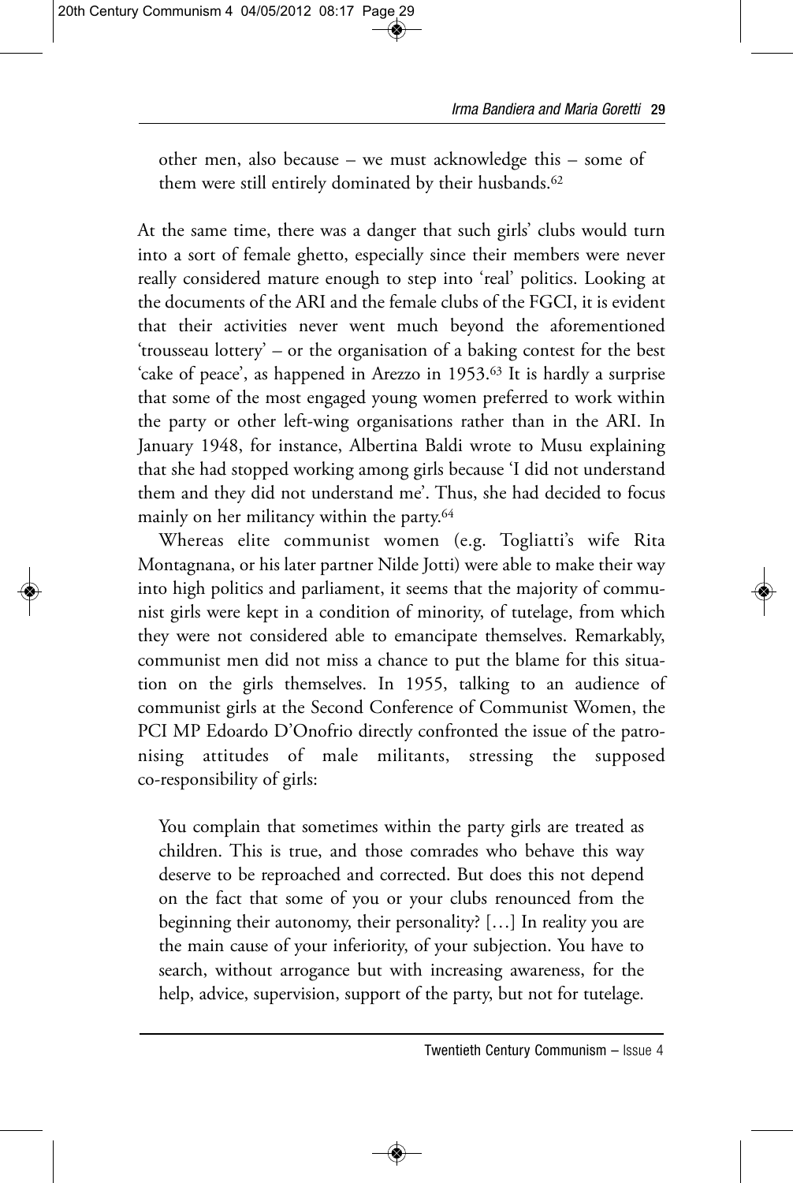other men, also because – we must acknowledge this – some of them were still entirely dominated by their husbands.[62]

At the same time, there was a danger that such girls' clubs would turn into a sort of female ghetto, especially since their members were never really considered mature enough to step into 'real' politics. Looking at the documents of the ARI and the female clubs of the FGCI, it is evident that their activities never went much beyond the aforementioned 'trousseau lottery' – or the organisation of a baking contest for the best 'cake of peace', as happened in Arezzo in 1953.[63] It is hardly a surprise that some of the most engaged young women preferred to work within the party or other left-wing organisations rather than in the ARI. In January 1948, for instance, Albertina Baldi wrote to Musu explaining that she had stopped working among girls because 'I did not understand them and they did not understand me'. Thus, she had decided to focus mainly on her militancy within the party.[64]

Whereas elite communist women (e.g. Togliatti's wife Rita Montagnana, or his later partner Nilde Jotti) were able to make their way into high politics and parliament, it seems that the majority of communist girls were kept in a condition of minority, of tutelage, from which they were not considered able to emancipate themselves. Remarkably, communist men did not miss a chance to put the blame for this situation on the girls themselves. In 1955, talking to an audience of communist girls at the Second Conference of Communist Women, the PCI MP Edoardo D'Onofrio directly confronted the issue of the patronising attitudes of male militants, stressing the supposed co-responsibility of girls:

> You complain that sometimes within the party girls are treated as children. This is true, and those comrades who behave this way deserve to be reproached and corrected. But does this not depend on the fact that some of you or your clubs renounced from the beginning their autonomy, their personality? […] In reality you are the main cause of your inferiority, of your subjection. You have to search, without arrogance but with increasing awareness, for the help, advice, supervision, support of the party, but not for tutelage.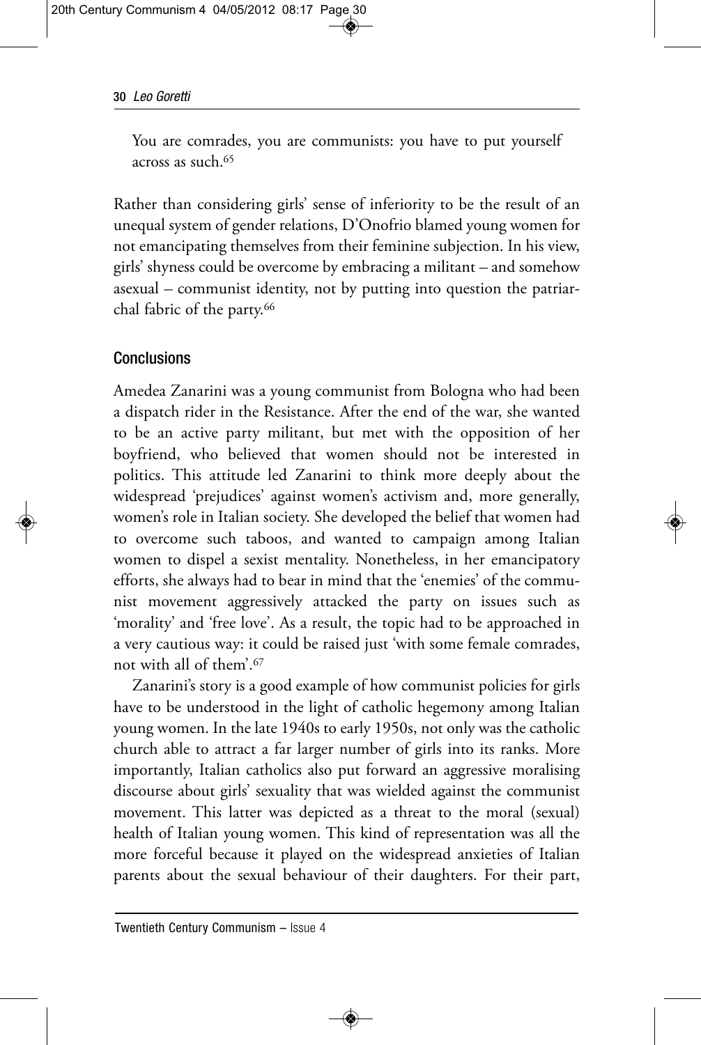You are comrades, you are communists: you have to put yourself across as such.[65]

Rather than considering girls' sense of inferiority to be the result of an unequal system of gender relations, D'Onofrio blamed young women for not emancipating themselves from their feminine subjection. In his view, girls' shyness could be overcome by embracing a militant – and somehow asexual – communist identity, not by putting into question the patriarchal fabric of the party.[66]

## Conclusions

Amedea Zanarini was a young communist from Bologna who had been a dispatch rider in the Resistance. After the end of the war, she wanted to be an active party militant, but met with the opposition of her boyfriend, who believed that women should not be interested in politics. This attitude led Zanarini to think more deeply about the widespread 'prejudices' against women's activism and, more generally, women's role in Italian society. She developed the belief that women had to overcome such taboos, and wanted to campaign among Italian women to dispel a sexist mentality. Nonetheless, in her emancipatory efforts, she always had to bear in mind that the 'enemies' of the communist movement aggressively attacked the party on issues such as 'morality' and 'free love'. As a result, the topic had to be approached in a very cautious way: it could be raised just 'with some female comrades, not with all of them'.[67]

Zanarini's story is a good example of how communist policies for girls have to be understood in the light of catholic hegemony among Italian young women. In the late 1940s to early 1950s, not only was the catholic church able to attract a far larger number of girls into its ranks. More importantly, Italian catholics also put forward an aggressive moralising discourse about girls' sexuality that was wielded against the communist movement. This latter was depicted as a threat to the moral (sexual) health of Italian young women. This kind of representation was all the more forceful because it played on the widespread anxieties of Italian parents about the sexual behaviour of their daughters. For their part,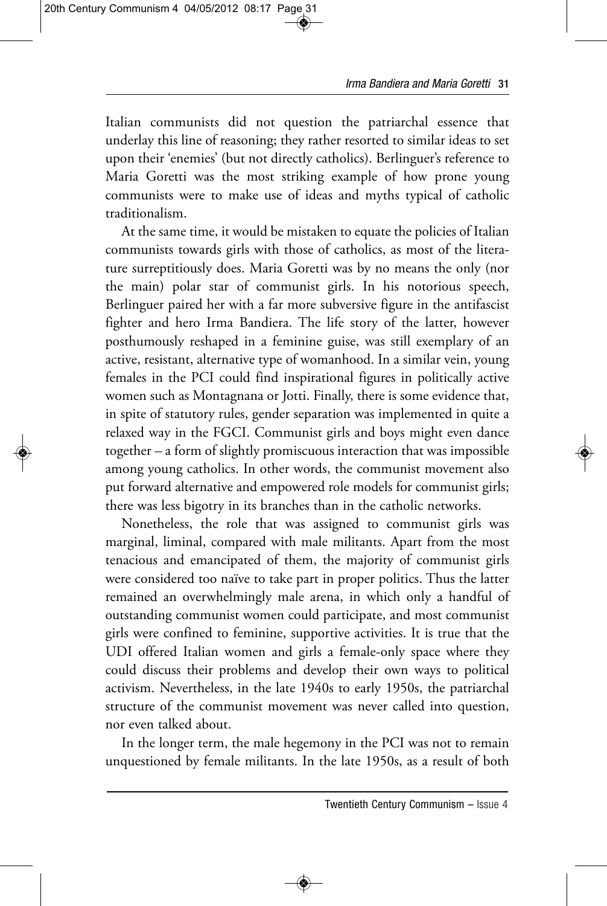Italian communists did not question the patriarchal essence that underlay this line of reasoning; they rather resorted to similar ideas to set upon their 'enemies' (but not directly catholics). Berlinguer's reference to Maria Goretti was the most striking example of how prone young communists were to make use of ideas and myths typical of catholic traditionalism.

At the same time, it would be mistaken to equate the policies of Italian communists towards girls with those of catholics, as most of the literature surreptitiously does. Maria Goretti was by no means the only (nor the main) polar star of communist girls. In his notorious speech, Berlinguer paired her with a far more subversive figure in the antifascist fighter and hero Irma Bandiera. The life story of the latter, however posthumously reshaped in a feminine guise, was still exemplary of an active, resistant, alternative type of womanhood. In a similar vein, young females in the PCI could find inspirational figures in politically active women such as Montagnana or Jotti. Finally, there is some evidence that, in spite of statutory rules, gender separation was implemented in quite a relaxed way in the FGCI. Communist girls and boys might even dance together – a form of slightly promiscuous interaction that was impossible among young catholics. In other words, the communist movement also put forward alternative and empowered role models for communist girls; there was less bigotry in its branches than in the catholic networks.

Nonetheless, the role that was assigned to communist girls was marginal, liminal, compared with male militants. Apart from the most tenacious and emancipated of them, the majority of communist girls were considered too naïve to take part in proper politics. Thus the latter remained an overwhelmingly male arena, in which only a handful of outstanding communist women could participate, and most communist girls were confined to feminine, supportive activities. It is true that the UDI offered Italian women and girls a female-only space where they could discuss their problems and develop their own ways to political activism. Nevertheless, in the late 1940s to early 1950s, the patriarchal structure of the communist movement was never called into question, nor even talked about.

In the longer term, the male hegemony in the PCI was not to remain unquestioned by female militants. In the late 1950s, as a result of both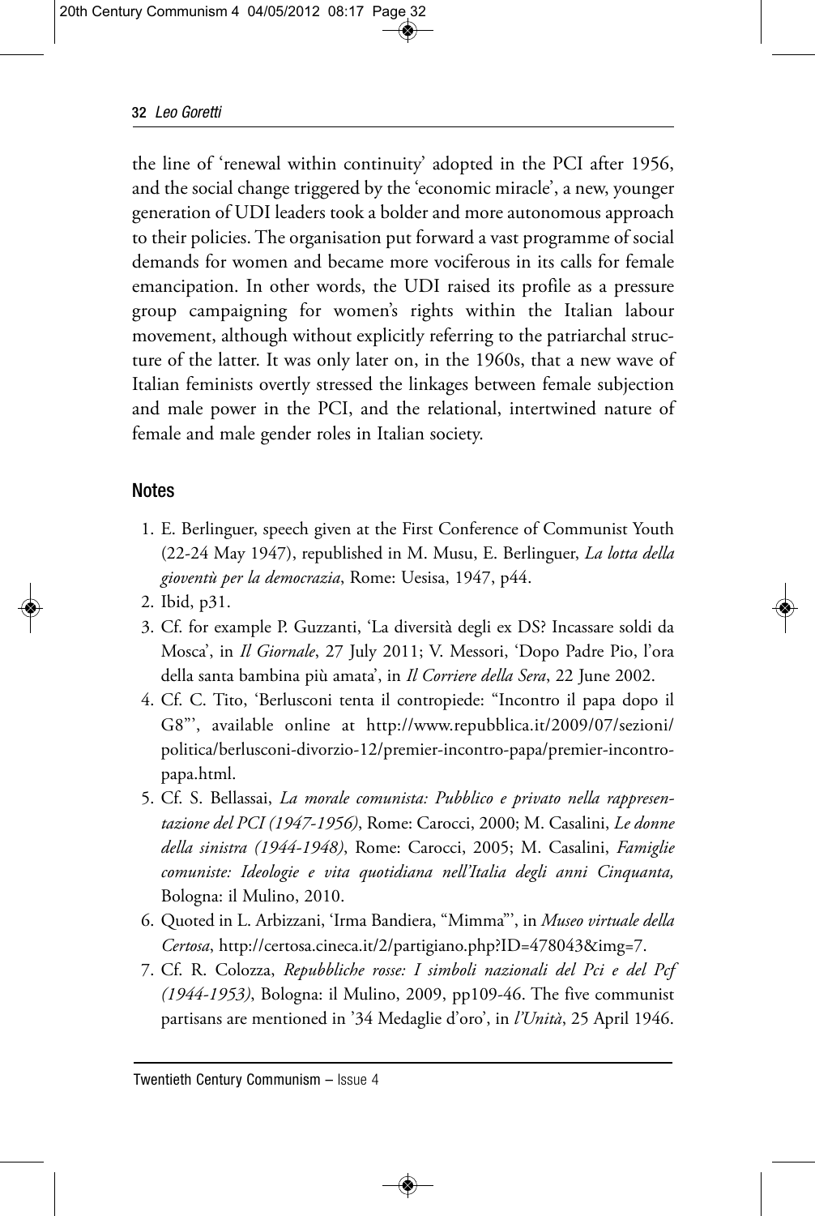the line of 'renewal within continuity' adopted in the PCI after 1956, and the social change triggered by the 'economic miracle', a new, younger generation of UDI leaders took a bolder and more autonomous approach to their policies. The organisation put forward a vast programme of social demands for women and became more vociferous in its calls for female emancipation. In other words, the UDI raised its profile as a pressure group campaigning for women's rights within the Italian labour movement, although without explicitly referring to the patriarchal structure of the latter. It was only later on, in the 1960s, that a new wave of Italian feminists overtly stressed the linkages between female subjection and male power in the PCI, and the relational, intertwined nature of female and male gender roles in Italian society.

## Notes

1. E. Berlinguer, speech given at the First Conference of Communist Youth (22-24 May 1947), republished in M. Musu, E. Berlinguer, *La lotta della gioventù per la democrazia*, Rome: Uesisa, 1947, p44.
2. Ibid, p31.
3. Cf. for example P. Guzzanti, 'La diversità degli ex DS? Incassare soldi da Mosca', in *Il Giornale*, 27 July 2011; V. Messori, 'Dopo Padre Pio, l'ora della santa bambina più amata', in *Il Corriere della Sera*, 22 June 2002.
4. Cf. C. Tito, 'Berlusconi tenta il contropiede: "Incontro il papa dopo il G8"', available online at http://www.repubblica.it/2009/07/sezioni/politica/berlusconi-divorzio-12/premier-incontro-papa/premier-incontro-papa.html.
5. Cf. S. Bellassai, *La morale comunista: Pubblico e privato nella rappresentazione del PCI (1947-1956)*, Rome: Carocci, 2000; M. Casalini, *Le donne della sinistra (1944-1948)*, Rome: Carocci, 2005; M. Casalini, *Famiglie comuniste: Ideologie e vita quotidiana nell'Italia degli anni Cinquanta,* Bologna: il Mulino, 2010.
6. Quoted in L. Arbizzani, 'Irma Bandiera, "Mimma"', in *Museo virtuale della Certosa*, http://certosa.cineca.it/2/partigiano.php?ID=478043&img=7.
7. Cf. R. Colozza, *Repubbliche rosse: I simboli nazionali del Pci e del Pcf (1944-1953)*, Bologna: il Mulino, 2009, pp109-46. The five communist partisans are mentioned in '34 Medaglie d'oro', in *l'Unità*, 25 April 1946.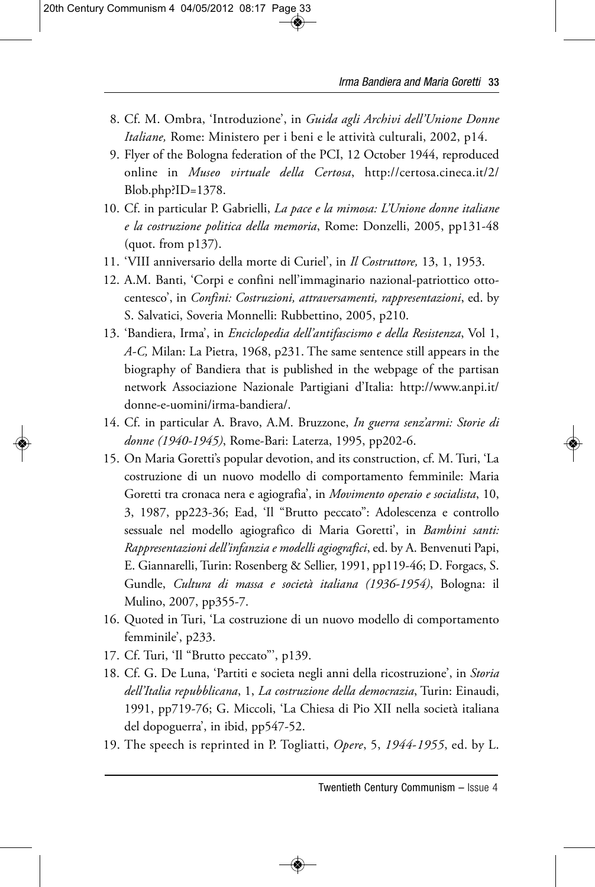8. Cf. M. Ombra, 'Introduzione', in *Guida agli Archivi dell'Unione Donne Italiane,* Rome: Ministero per i beni e le attività culturali, 2002, p14.
9. Flyer of the Bologna federation of the PCI, 12 October 1944, reproduced online in *Museo virtuale della Certosa*, http://certosa.cineca.it/2/Blob.php?ID=1378.
10. Cf. in particular P. Gabrielli, *La pace e la mimosa: L'Unione donne italiane e la costruzione politica della memoria*, Rome: Donzelli, 2005, pp131-48 (quot. from p137).
11. 'VIII anniversario della morte di Curiel', in *Il Costruttore,* 13, 1, 1953.
12. A.M. Banti, 'Corpi e confini nell'immaginario nazional-patriottico ottocentesco', in *Confini: Costruzioni, attraversamenti, rappresentazioni*, ed. by S. Salvatici, Soveria Monnelli: Rubbettino, 2005, p210.
13. 'Bandiera, Irma', in *Enciclopedia dell'antifascismo e della Resistenza*, Vol 1, *A-C,* Milan: La Pietra, 1968, p231. The same sentence still appears in the biography of Bandiera that is published in the webpage of the partisan network Associazione Nazionale Partigiani d'Italia: http://www.anpi.it/donne-e-uomini/irma-bandiera/.
14. Cf. in particular A. Bravo, A.M. Bruzzone, *In guerra senz'armi: Storie di donne (1940-1945)*, Rome-Bari: Laterza, 1995, pp202-6.
15. On Maria Goretti's popular devotion, and its construction, cf. M. Turi, 'La costruzione di un nuovo modello di comportamento femminile: Maria Goretti tra cronaca nera e agiografia', in *Movimento operaio e socialista*, 10, 3, 1987, pp223-36; Ead, 'Il "Brutto peccato": Adolescenza e controllo sessuale nel modello agiografico di Maria Goretti', in *Bambini santi: Rappresentazioni dell'infanzia e modelli agiografici*, ed. by A. Benvenuti Papi, E. Giannarelli, Turin: Rosenberg & Sellier, 1991, pp119-46; D. Forgacs, S. Gundle, *Cultura di massa e società italiana (1936-1954)*, Bologna: il Mulino, 2007, pp355-7.
16. Quoted in Turi, 'La costruzione di un nuovo modello di comportamento femminile', p233.
17. Cf. Turi, 'Il "Brutto peccato"', p139.
18. Cf. G. De Luna, 'Partiti e societa negli anni della ricostruzione', in *Storia dell'Italia repubblicana*, 1, *La costruzione della democrazia*, Turin: Einaudi, 1991, pp719-76; G. Miccoli, 'La Chiesa di Pio XII nella società italiana del dopoguerra', in ibid, pp547-52.
19. The speech is reprinted in P. Togliatti, *Opere*, 5, *1944-1955*, ed. by L.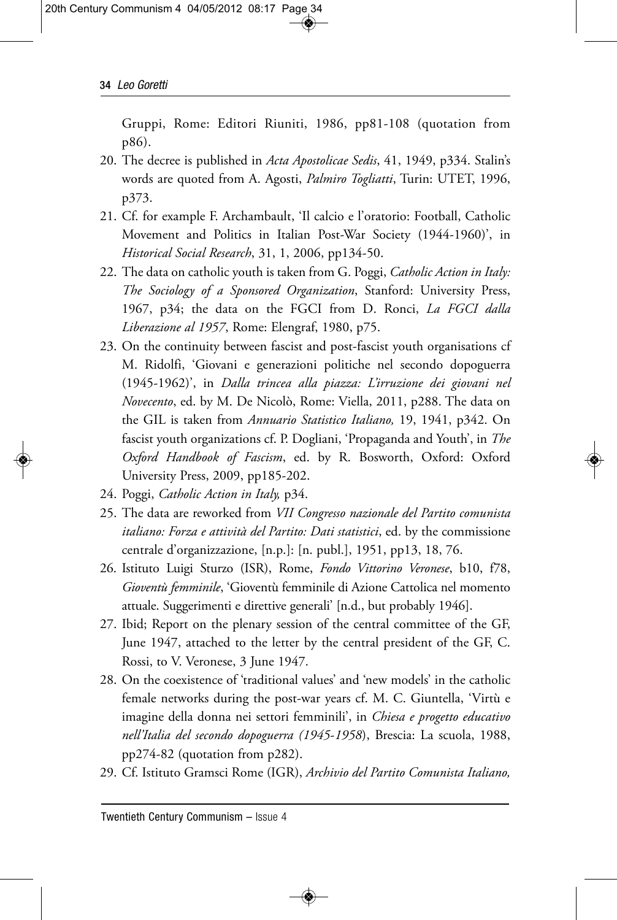Gruppi, Rome: Editori Riuniti, 1986, pp81-108 (quotation from p86).

20. The decree is published in *Acta Apostolicae Sedis*, 41, 1949, p334. Stalin's words are quoted from A. Agosti, *Palmiro Togliatti*, Turin: UTET, 1996, p373.
21. Cf. for example F. Archambault, 'Il calcio e l'oratorio: Football, Catholic Movement and Politics in Italian Post-War Society (1944-1960)', in *Historical Social Research*, 31, 1, 2006, pp134-50.
22. The data on catholic youth is taken from G. Poggi, *Catholic Action in Italy: The Sociology of a Sponsored Organization*, Stanford: University Press, 1967, p34; the data on the FGCI from D. Ronci, *La FGCI dalla Liberazione al 1957*, Rome: Elengraf, 1980, p75.
23. On the continuity between fascist and post-fascist youth organisations cf M. Ridolfi, 'Giovani e generazioni politiche nel secondo dopoguerra (1945-1962)', in *Dalla trincea alla piazza: L'irruzione dei giovani nel Novecento*, ed. by M. De Nicolò, Rome: Viella, 2011, p288. The data on the GIL is taken from *Annuario Statistico Italiano,* 19, 1941, p342. On fascist youth organizations cf. P. Dogliani, 'Propaganda and Youth', in *The Oxford Handbook of Fascism*, ed. by R. Bosworth, Oxford: Oxford University Press, 2009, pp185-202.
24. Poggi, *Catholic Action in Italy,* p34.
25. The data are reworked from *VII Congresso nazionale del Partito comunista italiano: Forza e attività del Partito: Dati statistici*, ed. by the commissione centrale d'organizzazione, [n.p.]: [n. publ.], 1951, pp13, 18, 76.
26. Istituto Luigi Sturzo (ISR), Rome, *Fondo Vittorino Veronese*, b10, f78, *Gioventù femminile*, 'Gioventù femminile di Azione Cattolica nel momento attuale. Suggerimenti e direttive generali' [n.d., but probably 1946].
27. Ibid; Report on the plenary session of the central committee of the GF, June 1947, attached to the letter by the central president of the GF, C. Rossi, to V. Veronese, 3 June 1947.
28. On the coexistence of 'traditional values' and 'new models' in the catholic female networks during the post-war years cf. M. C. Giuntella, 'Virtù e imagine della donna nei settori femminili', in *Chiesa e progetto educativo nell'Italia del secondo dopoguerra (1945-1958*), Brescia: La scuola, 1988, pp274-82 (quotation from p282).
29. Cf. Istituto Gramsci Rome (IGR), *Archivio del Partito Comunista Italiano,*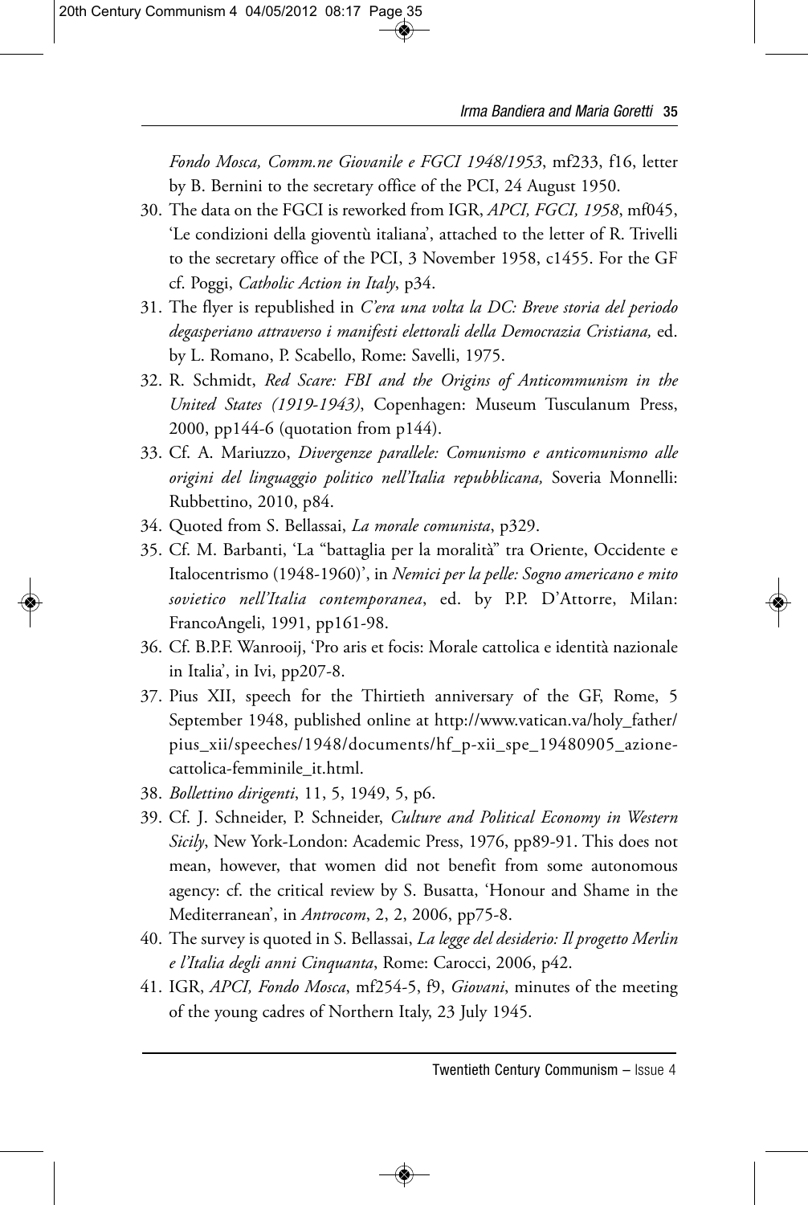*Fondo Mosca, Comm.ne Giovanile e FGCI 1948/1953*, mf233, f16, letter by B. Bernini to the secretary office of the PCI, 24 August 1950.

30. The data on the FGCI is reworked from IGR, *APCI, FGCI, 1958*, mf045, 'Le condizioni della gioventù italiana', attached to the letter of R. Trivelli to the secretary office of the PCI, 3 November 1958, c1455. For the GF cf. Poggi, *Catholic Action in Italy*, p34.
31. The flyer is republished in *C'era una volta la DC: Breve storia del periodo degasperiano attraverso i manifesti elettorali della Democrazia Cristiana,* ed. by L. Romano, P. Scabello, Rome: Savelli, 1975.
32. R. Schmidt, *Red Scare: FBI and the Origins of Anticommunism in the United States (1919-1943)*, Copenhagen: Museum Tusculanum Press, 2000, pp144-6 (quotation from p144).
33. Cf. A. Mariuzzo, *Divergenze parallele: Comunismo e anticomunismo alle origini del linguaggio politico nell'Italia repubblicana,* Soveria Monnelli: Rubbettino, 2010, p84.
34. Quoted from S. Bellassai, *La morale comunista*, p329.
35. Cf. M. Barbanti, 'La "battaglia per la moralità" tra Oriente, Occidente e Italocentrismo (1948-1960)', in *Nemici per la pelle: Sogno americano e mito sovietico nell'Italia contemporanea*, ed. by P.P. D'Attorre, Milan: FrancoAngeli, 1991, pp161-98.
36. Cf. B.P.F. Wanrooij, 'Pro aris et focis: Morale cattolica e identità nazionale in Italia', in Ivi, pp207-8.
37. Pius XII, speech for the Thirtieth anniversary of the GF, Rome, 5 September 1948, published online at http://www.vatican.va/holy_father/pius_xii/speeches/1948/documents/hf_p-xii_spe_19480905_azione-cattolica-femminile_it.html.
38. *Bollettino dirigenti*, 11, 5, 1949, 5, p6.
39. Cf. J. Schneider, P. Schneider, *Culture and Political Economy in Western Sicily*, New York-London: Academic Press, 1976, pp89-91. This does not mean, however, that women did not benefit from some autonomous agency: cf. the critical review by S. Busatta, 'Honour and Shame in the Mediterranean', in *Antrocom*, 2, 2, 2006, pp75-8.
40. The survey is quoted in S. Bellassai, *La legge del desiderio: Il progetto Merlin e l'Italia degli anni Cinquanta*, Rome: Carocci, 2006, p42.
41. IGR, *APCI, Fondo Mosca*, mf254-5, f9, *Giovani*, minutes of the meeting of the young cadres of Northern Italy, 23 July 1945.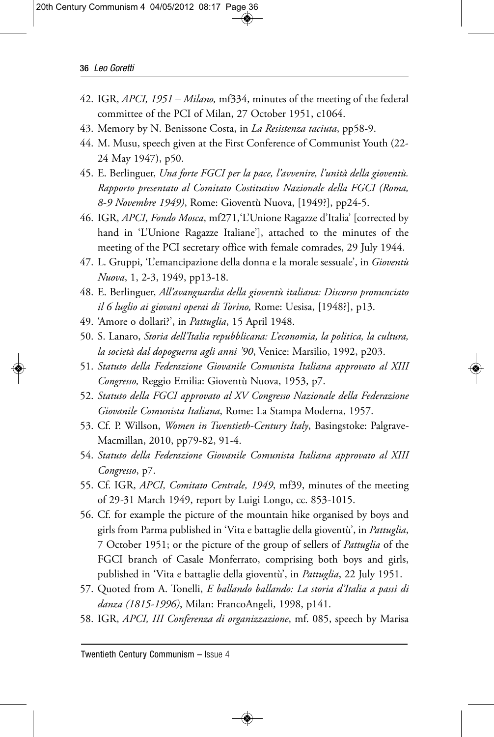42. IGR, *APCI, 1951 – Milano,* mf334, minutes of the meeting of the federal committee of the PCI of Milan, 27 October 1951, c1064.
43. Memory by N. Benissone Costa, in *La Resistenza taciuta*, pp58-9.
44. M. Musu, speech given at the First Conference of Communist Youth (22-24 May 1947), p50.
45. E. Berlinguer, *Una forte FGCI per la pace, l'avvenire, l'unità della gioventù. Rapporto presentato al Comitato Costitutivo Nazionale della FGCI (Roma, 8-9 Novembre 1949)*, Rome: Gioventù Nuova, [1949?], pp24-5.
46. IGR, *APCI*, *Fondo Mosca*, mf271, 'L'Unione Ragazze d'Italia' [corrected by hand in 'L'Unione Ragazze Italiane'], attached to the minutes of the meeting of the PCI secretary office with female comrades, 29 July 1944.
47. L. Gruppi, 'L'emancipazione della donna e la morale sessuale', in *Gioventù Nuova*, 1, 2-3, 1949, pp13-18.
48. E. Berlinguer, *All'avanguardia della gioventù italiana: Discorso pronunciato il 6 luglio ai giovani operai di Torino,* Rome: Uesisa, [1948?], p13.
49. 'Amore o dollari?', in *Pattuglia*, 15 April 1948.
50. S. Lanaro, *Storia dell'Italia repubblicana: L'economia, la politica, la cultura, la società dal dopoguerra agli anni '90*, Venice: Marsilio, 1992, p203.
51. *Statuto della Federazione Giovanile Comunista Italiana approvato al XIII Congresso,* Reggio Emilia: Gioventù Nuova, 1953, p7.
52. *Statuto della FGCI approvato al XV Congresso Nazionale della Federazione Giovanile Comunista Italiana*, Rome: La Stampa Moderna, 1957.
53. Cf. P. Willson, *Women in Twentieth-Century Italy*, Basingstoke: Palgrave-Macmillan, 2010, pp79-82, 91-4.
54. *Statuto della Federazione Giovanile Comunista Italiana approvato al XIII Congresso*, p7.
55. Cf. IGR, *APCI, Comitato Centrale, 1949*, mf39, minutes of the meeting of 29-31 March 1949, report by Luigi Longo, cc. 853-1015.
56. Cf. for example the picture of the mountain hike organised by boys and girls from Parma published in 'Vita e battaglie della gioventù', in *Pattuglia*, 7 October 1951; or the picture of the group of sellers of *Pattuglia* of the FGCI branch of Casale Monferrato, comprising both boys and girls, published in 'Vita e battaglie della gioventù', in *Pattuglia*, 22 July 1951.
57. Quoted from A. Tonelli, *E ballando ballando: La storia d'Italia a passi di danza (1815-1996)*, Milan: FrancoAngeli, 1998, p141.
58. IGR, *APCI, III Conferenza di organizzazione*, mf. 085, speech by Marisa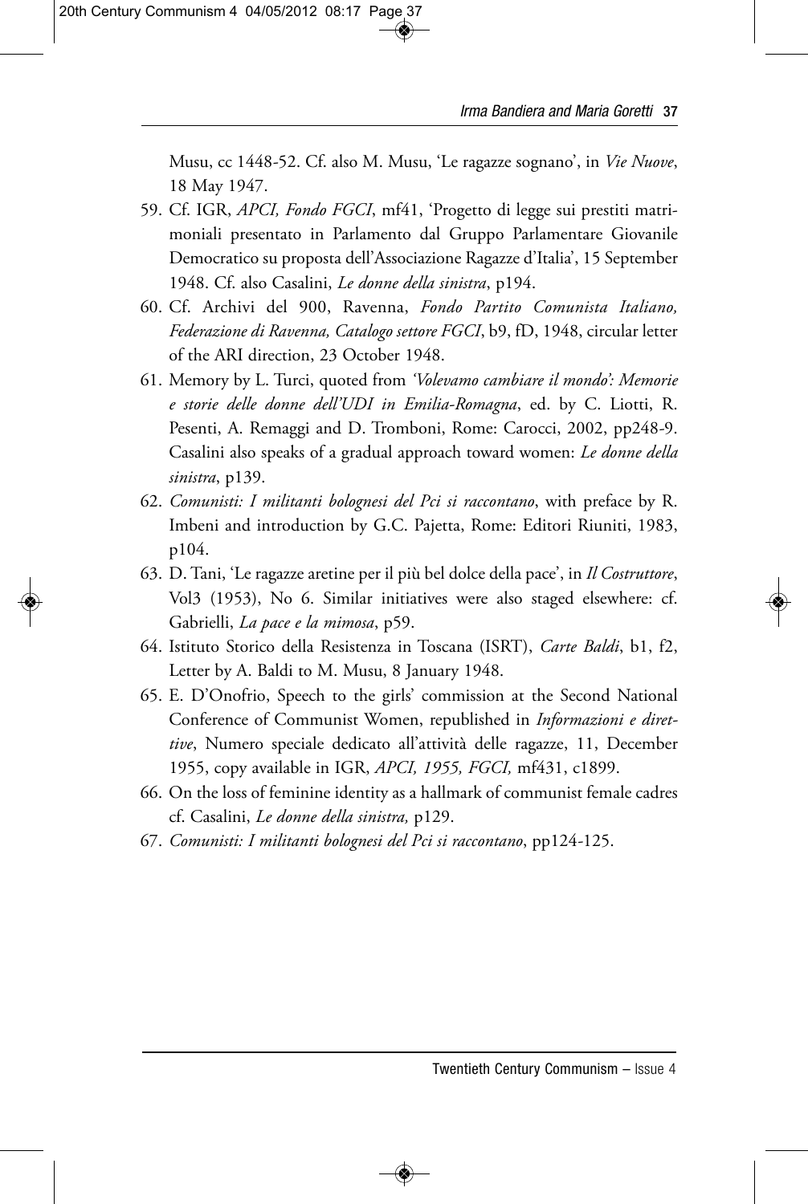Musu, cc 1448-52. Cf. also M. Musu, 'Le ragazze sognano', in *Vie Nuove*, 18 May 1947.

59. Cf. IGR, *APCI, Fondo FGCI*, mf41, 'Progetto di legge sui prestiti matrimoniali presentato in Parlamento dal Gruppo Parlamentare Giovanile Democratico su proposta dell'Associazione Ragazze d'Italia', 15 September 1948. Cf. also Casalini, *Le donne della sinistra*, p194.
60. Cf. Archivi del 900, Ravenna, *Fondo Partito Comunista Italiano, Federazione di Ravenna, Catalogo settore FGCI*, b9, fD, 1948, circular letter of the ARI direction, 23 October 1948.
61. Memory by L. Turci, quoted from *'Volevamo cambiare il mondo': Memorie e storie delle donne dell'UDI in Emilia-Romagna*, ed. by C. Liotti, R. Pesenti, A. Remaggi and D. Tromboni, Rome: Carocci, 2002, pp248-9. Casalini also speaks of a gradual approach toward women: *Le donne della sinistra*, p139.
62. *Comunisti: I militanti bolognesi del Pci si raccontano*, with preface by R. Imbeni and introduction by G.C. Pajetta, Rome: Editori Riuniti, 1983, p104.
63. D. Tani, 'Le ragazze aretine per il più bel dolce della pace', in *Il Costruttore*, Vol3 (1953), No 6. Similar initiatives were also staged elsewhere: cf. Gabrielli, *La pace e la mimosa*, p59.
64. Istituto Storico della Resistenza in Toscana (ISRT), *Carte Baldi*, b1, f2, Letter by A. Baldi to M. Musu, 8 January 1948.
65. E. D'Onofrio, Speech to the girls' commission at the Second National Conference of Communist Women, republished in *Informazioni e direttive*, Numero speciale dedicato all'attività delle ragazze, 11, December 1955, copy available in IGR, *APCI, 1955, FGCI,* mf431, c1899.
66. On the loss of feminine identity as a hallmark of communist female cadres cf. Casalini, *Le donne della sinistra,* p129.
67. *Comunisti: I militanti bolognesi del Pci si raccontano*, pp124-125.